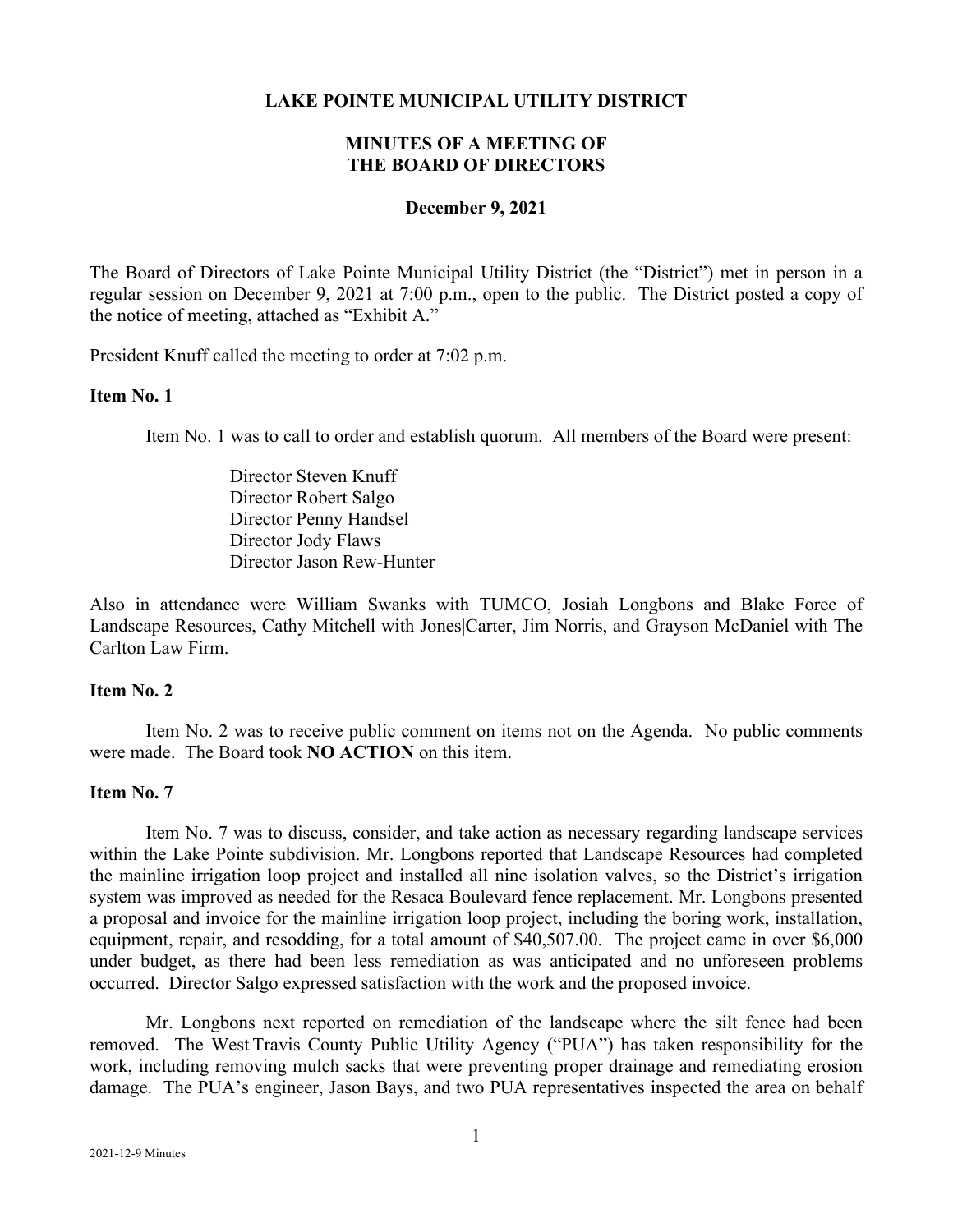# LAKE POINTE MUNICIPAL UTILITY DISTRICT

## MINUTES OF A MEETING OF THE BOARD OF DIRECTORS

**December 9, 2021**

The Board of Directors of Lake Pointe Municipal Utility District (the "District") met in person in a regular session on December 9, 2021 at 7:00 p.m., open to the public. The District posted a copy of the notice of meeting, attached as "Exhibit A."

President Knuff called the meeting to order at 7:02 p.m.

**Item No. 1**

Item No. 1 was to call to order and establish quorum. All members of the Board were present:

Director Steven Knuff
Director Robert Salgo
Director Penny Handsel
Director Jody Flaws
Director Jason Rew-Hunter

Also in attendance were William Swanks with TUMCO, Josiah Longbons and Blake Foree of Landscape Resources, Cathy Mitchell with Jones|Carter, Jim Norris, and Grayson McDaniel with The Carlton Law Firm.

**Item No. 2**

Item No. 2 was to receive public comment on items not on the Agenda. No public comments were made. The Board took **NO ACTION** on this item.

**Item No. 7**

Item No. 7 was to discuss, consider, and take action as necessary regarding landscape services within the Lake Pointe subdivision. Mr. Longbons reported that Landscape Resources had completed the mainline irrigation loop project and installed all nine isolation valves, so the District's irrigation system was improved as needed for the Resaca Boulevard fence replacement. Mr. Longbons presented a proposal and invoice for the mainline irrigation loop project, including the boring work, installation, equipment, repair, and resodding, for a total amount of $40,507.00. The project came in over $6,000 under budget, as there had been less remediation as was anticipated and no unforeseen problems occurred. Director Salgo expressed satisfaction with the work and the proposed invoice.

Mr. Longbons next reported on remediation of the landscape where the silt fence had been removed. The West Travis County Public Utility Agency ("PUA") has taken responsibility for the work, including removing mulch sacks that were preventing proper drainage and remediating erosion damage. The PUA's engineer, Jason Bays, and two PUA representatives inspected the area on behalf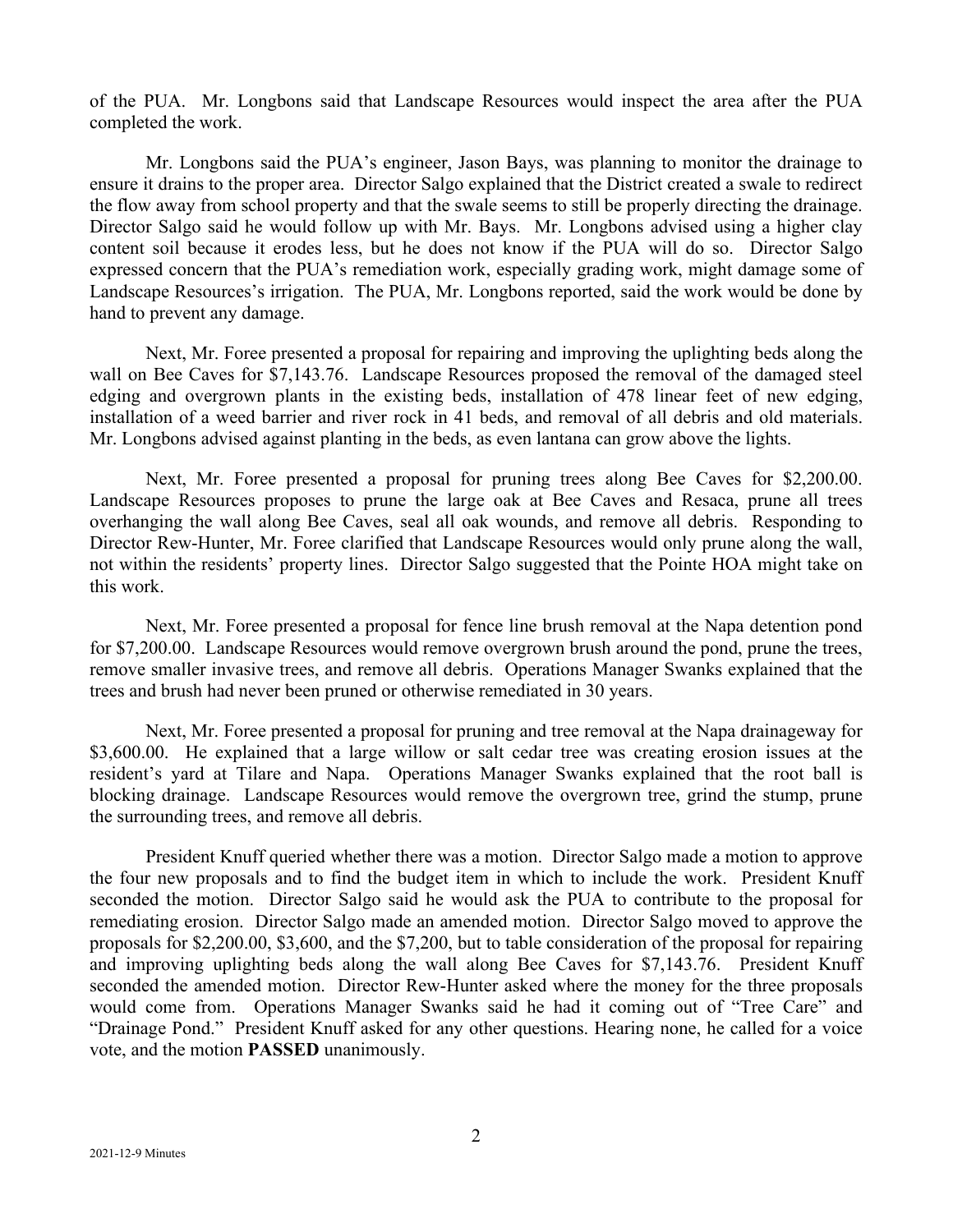of the PUA. Mr. Longbons said that Landscape Resources would inspect the area after the PUA completed the work.

Mr. Longbons said the PUA's engineer, Jason Bays, was planning to monitor the drainage to ensure it drains to the proper area. Director Salgo explained that the District created a swale to redirect the flow away from school property and that the swale seems to still be properly directing the drainage. Director Salgo said he would follow up with Mr. Bays. Mr. Longbons advised using a higher clay content soil because it erodes less, but he does not know if the PUA will do so. Director Salgo expressed concern that the PUA's remediation work, especially grading work, might damage some of Landscape Resources's irrigation. The PUA, Mr. Longbons reported, said the work would be done by hand to prevent any damage.

Next, Mr. Foree presented a proposal for repairing and improving the uplighting beds along the wall on Bee Caves for $7,143.76. Landscape Resources proposed the removal of the damaged steel edging and overgrown plants in the existing beds, installation of 478 linear feet of new edging, installation of a weed barrier and river rock in 41 beds, and removal of all debris and old materials. Mr. Longbons advised against planting in the beds, as even lantana can grow above the lights.

Next, Mr. Foree presented a proposal for pruning trees along Bee Caves for $2,200.00. Landscape Resources proposes to prune the large oak at Bee Caves and Resaca, prune all trees overhanging the wall along Bee Caves, seal all oak wounds, and remove all debris. Responding to Director Rew-Hunter, Mr. Foree clarified that Landscape Resources would only prune along the wall, not within the residents' property lines. Director Salgo suggested that the Pointe HOA might take on this work.

Next, Mr. Foree presented a proposal for fence line brush removal at the Napa detention pond for $7,200.00. Landscape Resources would remove overgrown brush around the pond, prune the trees, remove smaller invasive trees, and remove all debris. Operations Manager Swanks explained that the trees and brush had never been pruned or otherwise remediated in 30 years.

Next, Mr. Foree presented a proposal for pruning and tree removal at the Napa drainageway for $3,600.00. He explained that a large willow or salt cedar tree was creating erosion issues at the resident's yard at Tilare and Napa. Operations Manager Swanks explained that the root ball is blocking drainage. Landscape Resources would remove the overgrown tree, grind the stump, prune the surrounding trees, and remove all debris.

President Knuff queried whether there was a motion. Director Salgo made a motion to approve the four new proposals and to find the budget item in which to include the work. President Knuff seconded the motion. Director Salgo said he would ask the PUA to contribute to the proposal for remediating erosion. Director Salgo made an amended motion. Director Salgo moved to approve the proposals for $2,200.00, $3,600, and the $7,200, but to table consideration of the proposal for repairing and improving uplighting beds along the wall along Bee Caves for $7,143.76. President Knuff seconded the amended motion. Director Rew-Hunter asked where the money for the three proposals would come from. Operations Manager Swanks said he had it coming out of "Tree Care" and "Drainage Pond." President Knuff asked for any other questions. Hearing none, he called for a voice vote, and the motion **PASSED** unanimously.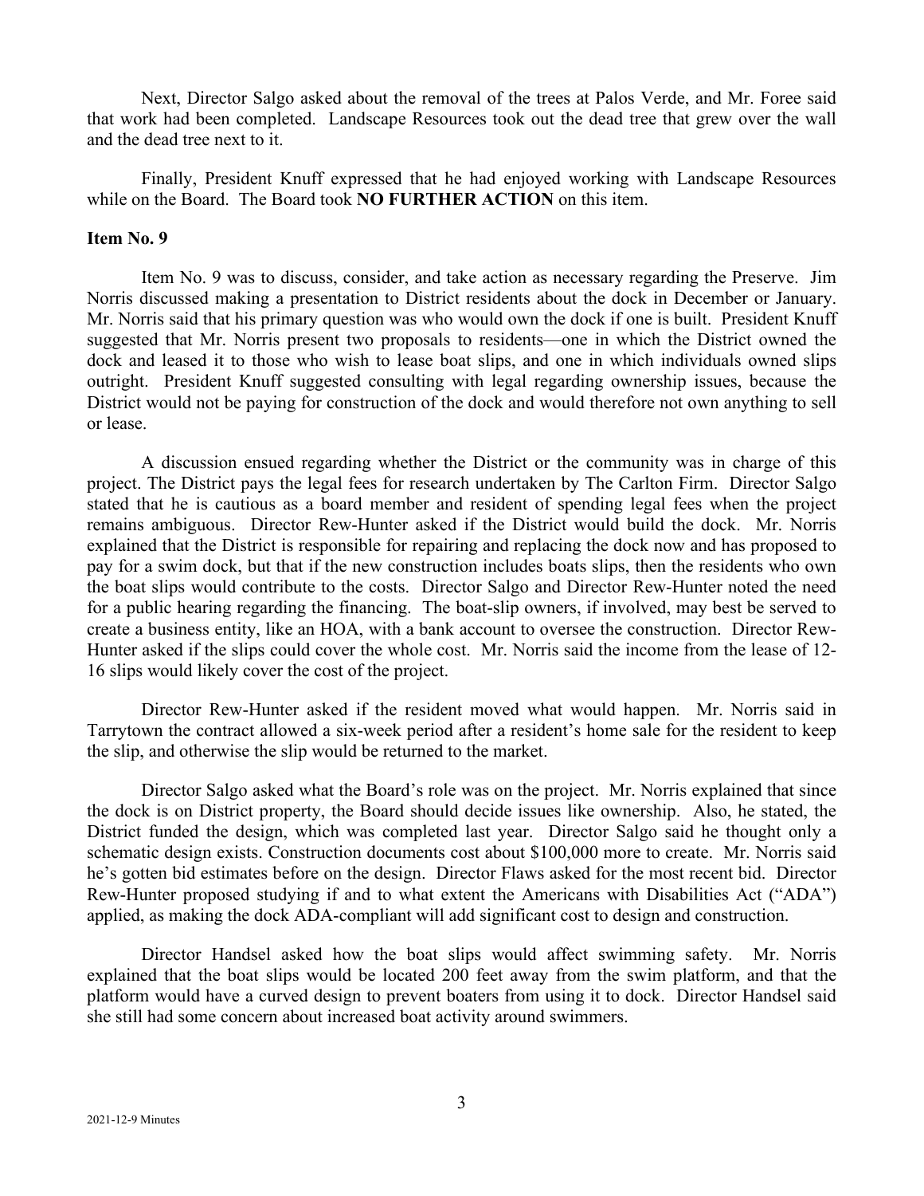Next, Director Salgo asked about the removal of the trees at Palos Verde, and Mr. Foree said that work had been completed. Landscape Resources took out the dead tree that grew over the wall and the dead tree next to it.

Finally, President Knuff expressed that he had enjoyed working with Landscape Resources while on the Board. The Board took **NO FURTHER ACTION** on this item.

**Item No. 9**

Item No. 9 was to discuss, consider, and take action as necessary regarding the Preserve. Jim Norris discussed making a presentation to District residents about the dock in December or January. Mr. Norris said that his primary question was who would own the dock if one is built. President Knuff suggested that Mr. Norris present two proposals to residents—one in which the District owned the dock and leased it to those who wish to lease boat slips, and one in which individuals owned slips outright. President Knuff suggested consulting with legal regarding ownership issues, because the District would not be paying for construction of the dock and would therefore not own anything to sell or lease.

A discussion ensued regarding whether the District or the community was in charge of this project. The District pays the legal fees for research undertaken by The Carlton Firm. Director Salgo stated that he is cautious as a board member and resident of spending legal fees when the project remains ambiguous. Director Rew-Hunter asked if the District would build the dock. Mr. Norris explained that the District is responsible for repairing and replacing the dock now and has proposed to pay for a swim dock, but that if the new construction includes boats slips, then the residents who own the boat slips would contribute to the costs. Director Salgo and Director Rew-Hunter noted the need for a public hearing regarding the financing. The boat-slip owners, if involved, may best be served to create a business entity, like an HOA, with a bank account to oversee the construction. Director Rew-Hunter asked if the slips could cover the whole cost. Mr. Norris said the income from the lease of 12-16 slips would likely cover the cost of the project.

Director Rew-Hunter asked if the resident moved what would happen. Mr. Norris said in Tarrytown the contract allowed a six-week period after a resident's home sale for the resident to keep the slip, and otherwise the slip would be returned to the market.

Director Salgo asked what the Board's role was on the project. Mr. Norris explained that since the dock is on District property, the Board should decide issues like ownership. Also, he stated, the District funded the design, which was completed last year. Director Salgo said he thought only a schematic design exists. Construction documents cost about $100,000 more to create. Mr. Norris said he's gotten bid estimates before on the design. Director Flaws asked for the most recent bid. Director Rew-Hunter proposed studying if and to what extent the Americans with Disabilities Act ("ADA") applied, as making the dock ADA-compliant will add significant cost to design and construction.

Director Handsel asked how the boat slips would affect swimming safety. Mr. Norris explained that the boat slips would be located 200 feet away from the swim platform, and that the platform would have a curved design to prevent boaters from using it to dock. Director Handsel said she still had some concern about increased boat activity around swimmers.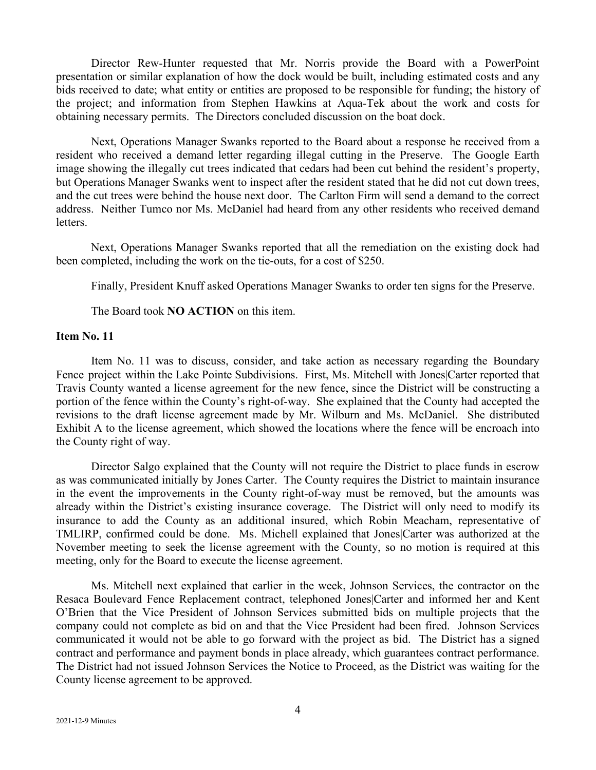Director Rew-Hunter requested that Mr. Norris provide the Board with a PowerPoint presentation or similar explanation of how the dock would be built, including estimated costs and any bids received to date; what entity or entities are proposed to be responsible for funding; the history of the project; and information from Stephen Hawkins at Aqua-Tek about the work and costs for obtaining necessary permits. The Directors concluded discussion on the boat dock.

Next, Operations Manager Swanks reported to the Board about a response he received from a resident who received a demand letter regarding illegal cutting in the Preserve. The Google Earth image showing the illegally cut trees indicated that cedars had been cut behind the resident's property, but Operations Manager Swanks went to inspect after the resident stated that he did not cut down trees, and the cut trees were behind the house next door. The Carlton Firm will send a demand to the correct address. Neither Tumco nor Ms. McDaniel had heard from any other residents who received demand letters.

Next, Operations Manager Swanks reported that all the remediation on the existing dock had been completed, including the work on the tie-outs, for a cost of $250.

Finally, President Knuff asked Operations Manager Swanks to order ten signs for the Preserve.

The Board took **NO ACTION** on this item.

**Item No. 11**

Item No. 11 was to discuss, consider, and take action as necessary regarding the Boundary Fence project within the Lake Pointe Subdivisions. First, Ms. Mitchell with Jones|Carter reported that Travis County wanted a license agreement for the new fence, since the District will be constructing a portion of the fence within the County's right-of-way. She explained that the County had accepted the revisions to the draft license agreement made by Mr. Wilburn and Ms. McDaniel. She distributed Exhibit A to the license agreement, which showed the locations where the fence will be encroach into the County right of way.

Director Salgo explained that the County will not require the District to place funds in escrow as was communicated initially by Jones Carter. The County requires the District to maintain insurance in the event the improvements in the County right-of-way must be removed, but the amounts was already within the District's existing insurance coverage. The District will only need to modify its insurance to add the County as an additional insured, which Robin Meacham, representative of TMLIRP, confirmed could be done. Ms. Michell explained that Jones|Carter was authorized at the November meeting to seek the license agreement with the County, so no motion is required at this meeting, only for the Board to execute the license agreement.

Ms. Mitchell next explained that earlier in the week, Johnson Services, the contractor on the Resaca Boulevard Fence Replacement contract, telephoned Jones|Carter and informed her and Kent O'Brien that the Vice President of Johnson Services submitted bids on multiple projects that the company could not complete as bid on and that the Vice President had been fired. Johnson Services communicated it would not be able to go forward with the project as bid. The District has a signed contract and performance and payment bonds in place already, which guarantees contract performance. The District had not issued Johnson Services the Notice to Proceed, as the District was waiting for the County license agreement to be approved.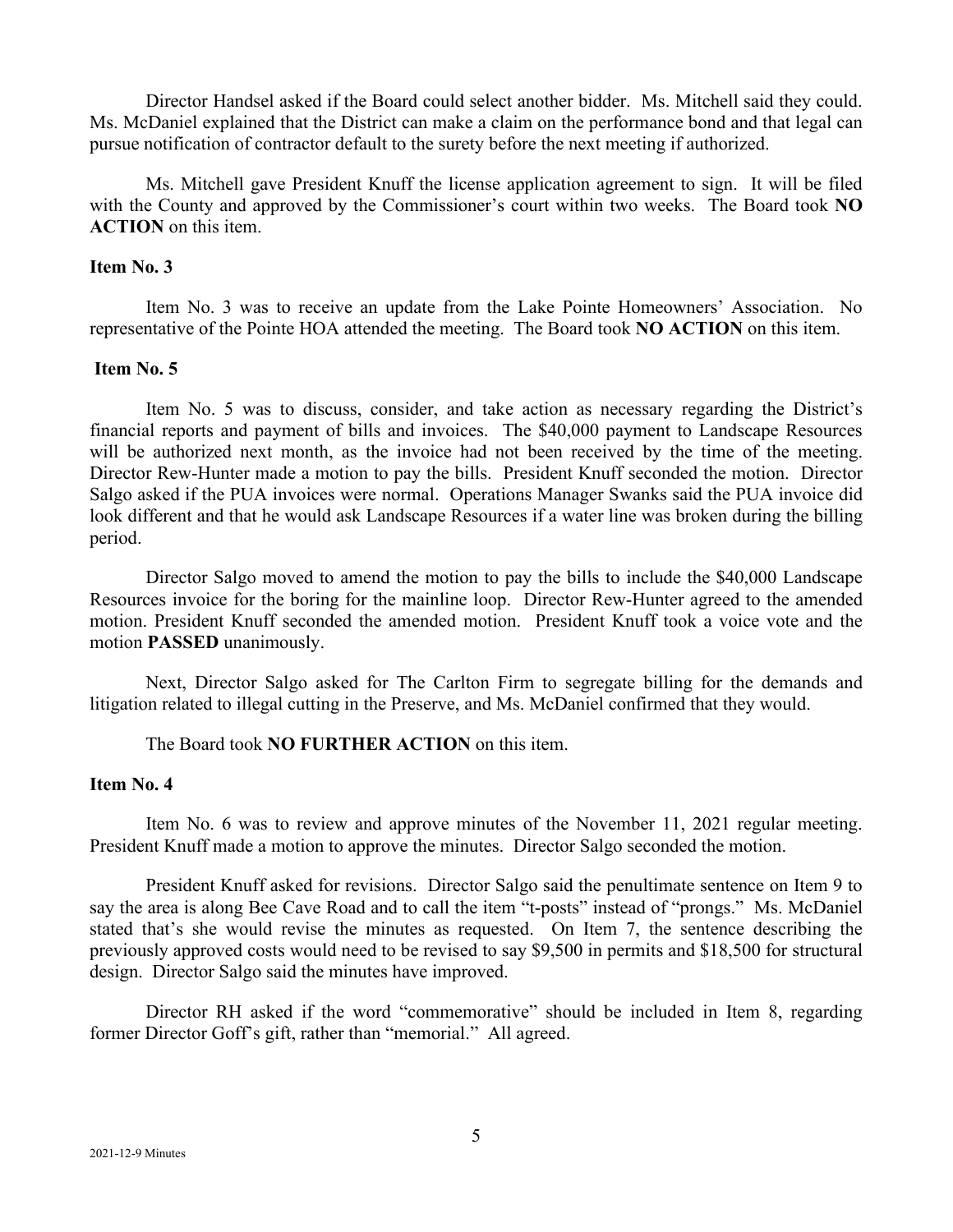Director Handsel asked if the Board could select another bidder. Ms. Mitchell said they could. Ms. McDaniel explained that the District can make a claim on the performance bond and that legal can pursue notification of contractor default to the surety before the next meeting if authorized.

Ms. Mitchell gave President Knuff the license application agreement to sign. It will be filed with the County and approved by the Commissioner's court within two weeks. The Board took **NO ACTION** on this item.

**Item No. 3**

Item No. 3 was to receive an update from the Lake Pointe Homeowners' Association. No representative of the Pointe HOA attended the meeting. The Board took **NO ACTION** on this item.

**Item No. 5**

Item No. 5 was to discuss, consider, and take action as necessary regarding the District's financial reports and payment of bills and invoices. The $40,000 payment to Landscape Resources will be authorized next month, as the invoice had not been received by the time of the meeting. Director Rew-Hunter made a motion to pay the bills. President Knuff seconded the motion. Director Salgo asked if the PUA invoices were normal. Operations Manager Swanks said the PUA invoice did look different and that he would ask Landscape Resources if a water line was broken during the billing period.

Director Salgo moved to amend the motion to pay the bills to include the $40,000 Landscape Resources invoice for the boring for the mainline loop. Director Rew-Hunter agreed to the amended motion. President Knuff seconded the amended motion. President Knuff took a voice vote and the motion **PASSED** unanimously.

Next, Director Salgo asked for The Carlton Firm to segregate billing for the demands and litigation related to illegal cutting in the Preserve, and Ms. McDaniel confirmed that they would.

The Board took **NO FURTHER ACTION** on this item.

**Item No. 4**

Item No. 6 was to review and approve minutes of the November 11, 2021 regular meeting. President Knuff made a motion to approve the minutes. Director Salgo seconded the motion.

President Knuff asked for revisions. Director Salgo said the penultimate sentence on Item 9 to say the area is along Bee Cave Road and to call the item "t-posts" instead of "prongs." Ms. McDaniel stated that's she would revise the minutes as requested. On Item 7, the sentence describing the previously approved costs would need to be revised to say $9,500 in permits and $18,500 for structural design. Director Salgo said the minutes have improved.

Director RH asked if the word "commemorative" should be included in Item 8, regarding former Director Goff's gift, rather than "memorial." All agreed.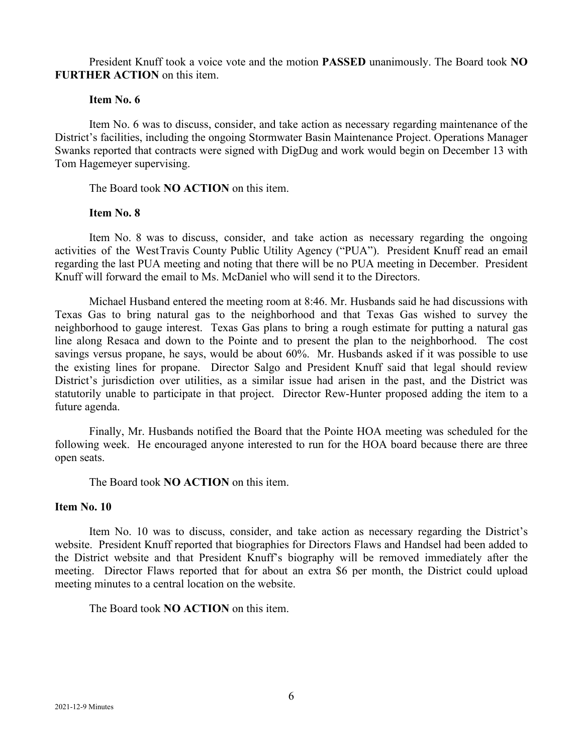President Knuff took a voice vote and the motion **PASSED** unanimously. The Board took **NO FURTHER ACTION** on this item.

**Item No. 6**

Item No. 6 was to discuss, consider, and take action as necessary regarding maintenance of the District's facilities, including the ongoing Stormwater Basin Maintenance Project. Operations Manager Swanks reported that contracts were signed with DigDug and work would begin on December 13 with Tom Hagemeyer supervising.

The Board took **NO ACTION** on this item.

**Item No. 8**

Item No. 8 was to discuss, consider, and take action as necessary regarding the ongoing activities of the WestTravis County Public Utility Agency ("PUA"). President Knuff read an email regarding the last PUA meeting and noting that there will be no PUA meeting in December. President Knuff will forward the email to Ms. McDaniel who will send it to the Directors.

Michael Husband entered the meeting room at 8:46. Mr. Husbands said he had discussions with Texas Gas to bring natural gas to the neighborhood and that Texas Gas wished to survey the neighborhood to gauge interest. Texas Gas plans to bring a rough estimate for putting a natural gas line along Resaca and down to the Pointe and to present the plan to the neighborhood. The cost savings versus propane, he says, would be about 60%. Mr. Husbands asked if it was possible to use the existing lines for propane. Director Salgo and President Knuff said that legal should review District's jurisdiction over utilities, as a similar issue had arisen in the past, and the District was statutorily unable to participate in that project. Director Rew-Hunter proposed adding the item to a future agenda.

Finally, Mr. Husbands notified the Board that the Pointe HOA meeting was scheduled for the following week. He encouraged anyone interested to run for the HOA board because there are three open seats.

The Board took **NO ACTION** on this item.

**Item No. 10**

Item No. 10 was to discuss, consider, and take action as necessary regarding the District's website. President Knuff reported that biographies for Directors Flaws and Handsel had been added to the District website and that President Knuff's biography will be removed immediately after the meeting. Director Flaws reported that for about an extra $6 per month, the District could upload meeting minutes to a central location on the website.

The Board took **NO ACTION** on this item.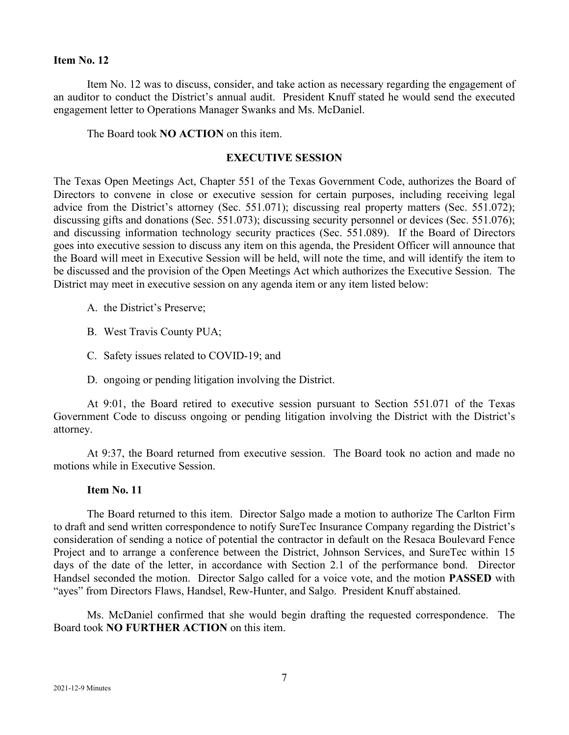**Item No. 12**

Item No. 12 was to discuss, consider, and take action as necessary regarding the engagement of an auditor to conduct the District's annual audit. President Knuff stated he would send the executed engagement letter to Operations Manager Swanks and Ms. McDaniel.

The Board took **NO ACTION** on this item.

**EXECUTIVE SESSION**

The Texas Open Meetings Act, Chapter 551 of the Texas Government Code, authorizes the Board of Directors to convene in close or executive session for certain purposes, including receiving legal advice from the District's attorney (Sec. 551.071); discussing real property matters (Sec. 551.072); discussing gifts and donations (Sec. 551.073); discussing security personnel or devices (Sec. 551.076); and discussing information technology security practices (Sec. 551.089). If the Board of Directors goes into executive session to discuss any item on this agenda, the President Officer will announce that the Board will meet in Executive Session will be held, will note the time, and will identify the item to be discussed and the provision of the Open Meetings Act which authorizes the Executive Session. The District may meet in executive session on any agenda item or any item listed below:

A. the District's Preserve;

B. West Travis County PUA;

C. Safety issues related to COVID-19; and

D. ongoing or pending litigation involving the District.

At 9:01, the Board retired to executive session pursuant to Section 551.071 of the Texas Government Code to discuss ongoing or pending litigation involving the District with the District's attorney.

At 9:37, the Board returned from executive session. The Board took no action and made no motions while in Executive Session.

**Item No. 11**

The Board returned to this item. Director Salgo made a motion to authorize The Carlton Firm to draft and send written correspondence to notify SureTec Insurance Company regarding the District's consideration of sending a notice of potential the contractor in default on the Resaca Boulevard Fence Project and to arrange a conference between the District, Johnson Services, and SureTec within 15 days of the date of the letter, in accordance with Section 2.1 of the performance bond. Director Handsel seconded the motion. Director Salgo called for a voice vote, and the motion **PASSED** with "ayes" from Directors Flaws, Handsel, Rew-Hunter, and Salgo. President Knuff abstained.

Ms. McDaniel confirmed that she would begin drafting the requested correspondence. The Board took **NO FURTHER ACTION** on this item.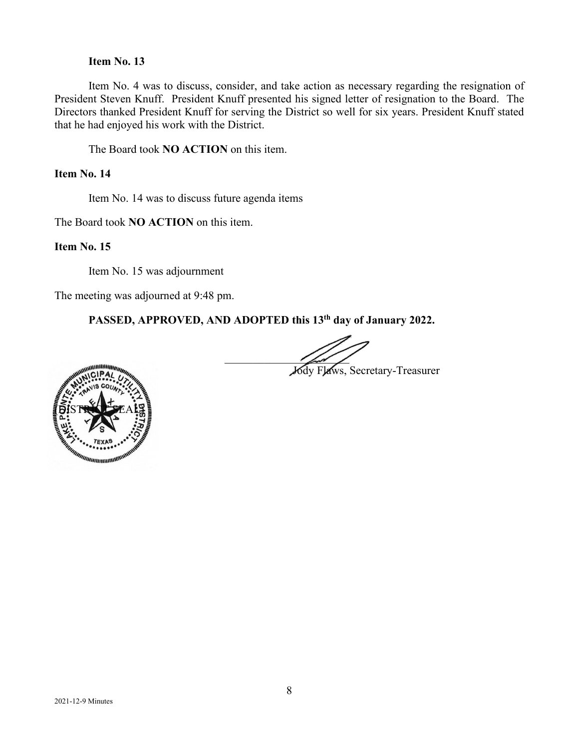**Item No. 13**

Item No. 4 was to discuss, consider, and take action as necessary regarding the resignation of President Steven Knuff. President Knuff presented his signed letter of resignation to the Board. The Directors thanked President Knuff for serving the District so well for six years. President Knuff stated that he had enjoyed his work with the District.

The Board took **NO ACTION** on this item.

**Item No. 14**

Item No. 14 was to discuss future agenda items

The Board took **NO ACTION** on this item.

**Item No. 15**

Item No. 15 was adjournment

The meeting was adjourned at 9:48 pm.

**PASSED, APPROVED, AND ADOPTED this 13th day of January 2022.**

Jody Flaws, Secretary-Treasurer

(DISTRICT SEAL)

2021-12-9 Minutes